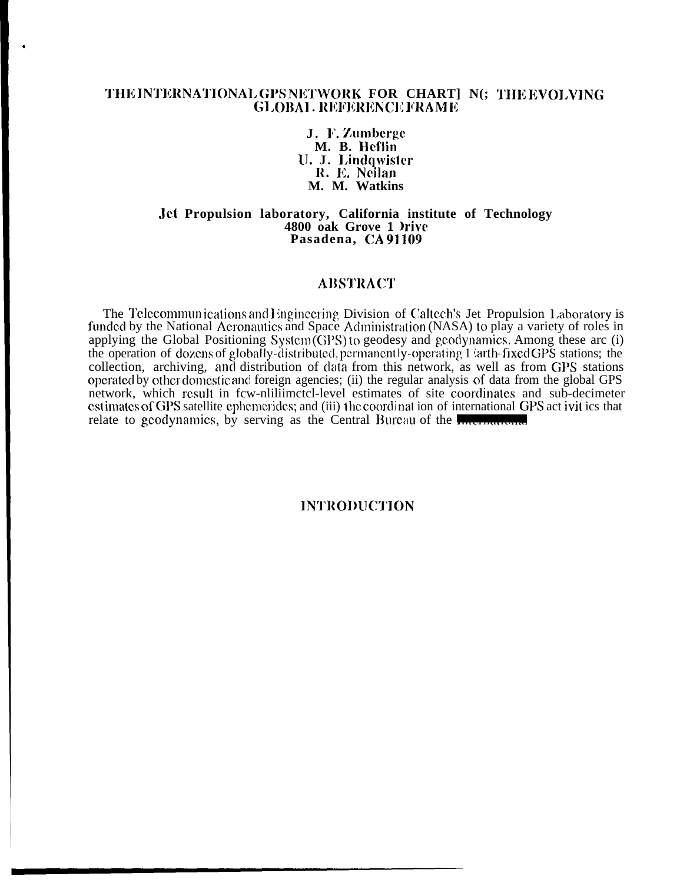# THE INTERNATIONAL GPS NETWORK FOR CHART] N(; THE EVOLVING GLOBAL REFERENCE FRAME

**J. F. Zumberge**
**M. B. Heflin**
**U. J. Lindqwister**
**R. E. Neilan**
**M. M. Watkins**

**Jet Propulsion laboratory, California institute of Technology**
**4800 oak Grove 1 )rive**
**Pasadena, CA 91109**

## ABSTRACT

The Telecommunications and Engineering Division of Caltech's Jet Propulsion Laboratory is funded by the National Aeronautics and Space Administration (NASA) to play a variety of roles in applying the Global Positioning System (GPS) to geodesy and geodynamics. Among these arc (i) the operation of dozens of globally-distributed, permanently-operating 1 'arth-fixed GPS stations; the collection, archiving, and distribution of data from this network, as well as from GPS stations operated by other domestic and foreign agencies; (ii) the regular analysis of data from the global GPS network, which result in fcw-nliliimctcl-level estimates of site coordinates and sub-decimeter estimates of GPS satellite ephemerides; and (iii) the coordination of international GPS activities that relate to geodynamics, by serving as the Central Bureau of the International

## INTRODUCTION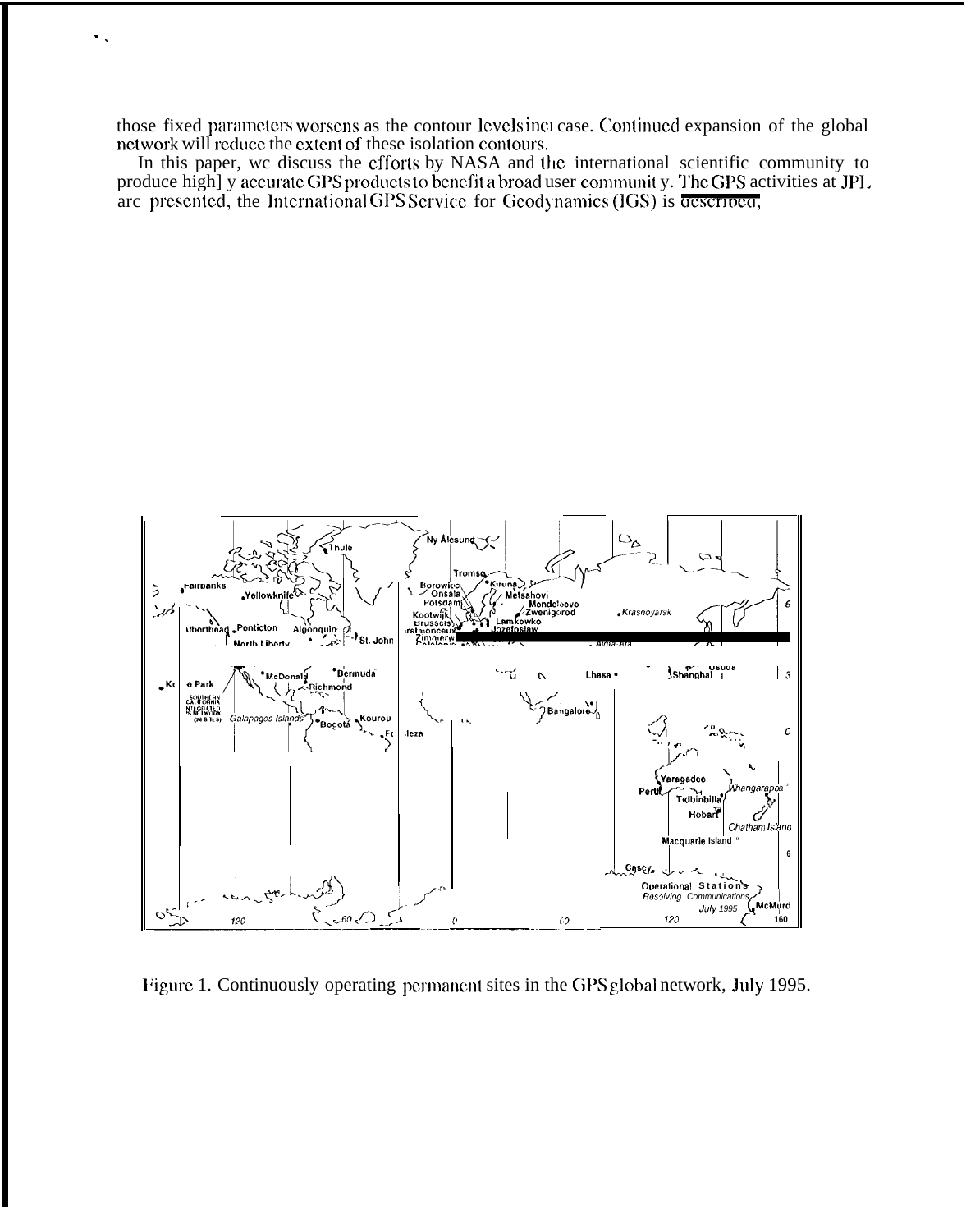those fixed parameters worsens as the contour levels increase. Continued expansion of the global network will reduce the extent of these isolation contours.

In this paper, we discuss the efforts by NASA and the international scientific community to produce highly accurate GPS products to benefit a broad user community. The GPS activities at JPL are presented, the International GPS Service for Geodynamics (IGS) is described,

Figure 1. Continuously operating permanent sites in the GPS global network, July 1995.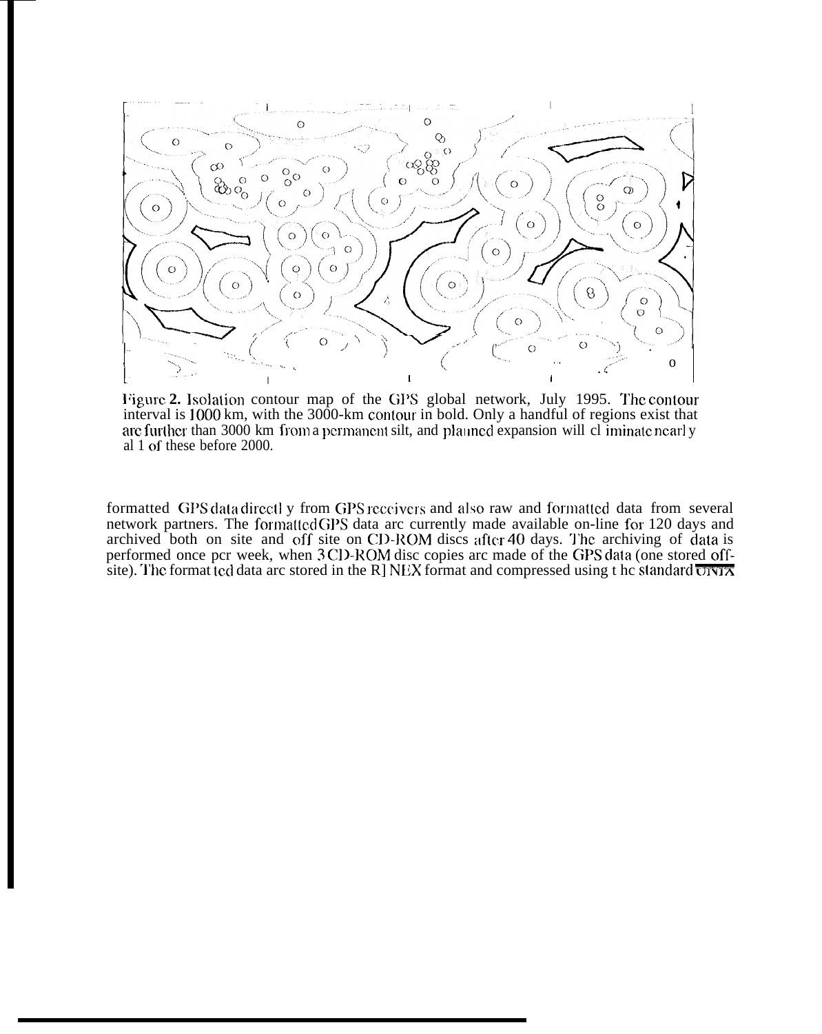Figure 2. Isolation contour map of the GPS global network, July 1995. The contour interval is 1000 km, with the 3000-km contour in bold. Only a handful of regions exist that are further than 3000 km from a permanent silt, and planned expansion will cl iminate nearl y al 1 of these before 2000.

formatted GPS data directl y from GPS receivers and also raw and formatted data from several network partners. The formatted GPS data arc currently made available on-line for 120 days and archived both on site and off site on CD-ROM discs after 40 days. The archiving of data is performed once pcr week, when 3 CD-ROM disc copies arc made of the GPS data (one stored off-site). The format ted data arc stored in the R] NEX format and compressed using t hc standard UNIX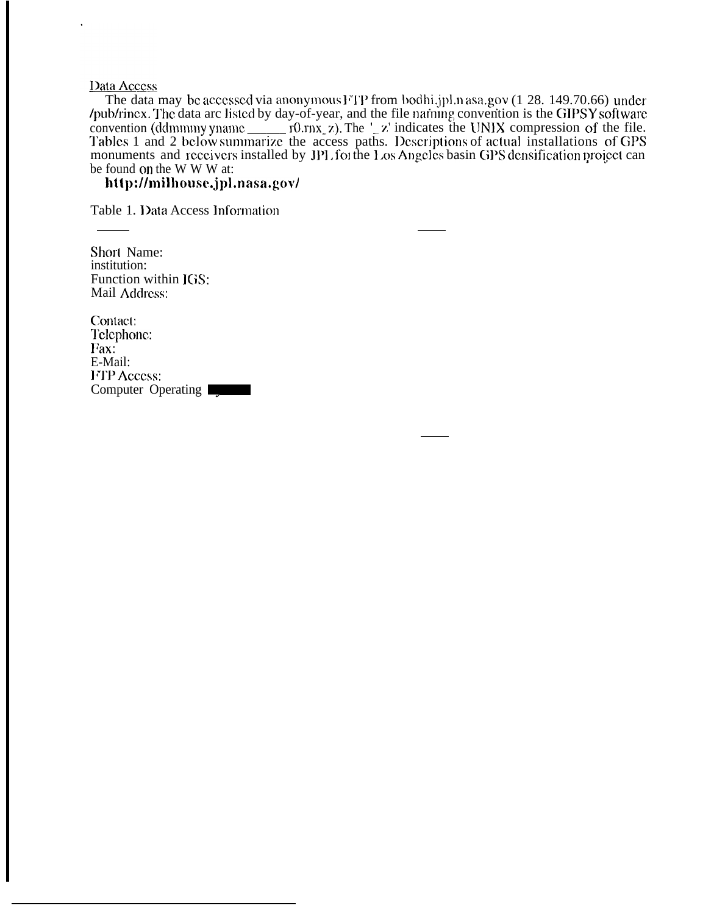Data Access

The data may be accessed via anonymous FTP from bodhi.jpl.nasa.gov (128. 149.70.66) under /pub/rinex. The data are listed by day-of-year, and the file naming convention is the GIPSY software convention (ddmmmyyname______r0.rnx_z). The '_z' indicates the UNIX compression of the file. Tables 1 and 2 below summarize the access paths. Descriptions of actual installations of GPS monuments and receivers installed by JPL for the Los Angeles basin GPS densification project can be found on the W W W at:

**http://milhouse.jpl.nasa.gov/**

Table 1. Data Access Information

Short Name:
institution:
Function within IGS:
Mail Address:

Contact:
Telephone:
Fax:
E-Mail:
FTP Access:
Computer Operating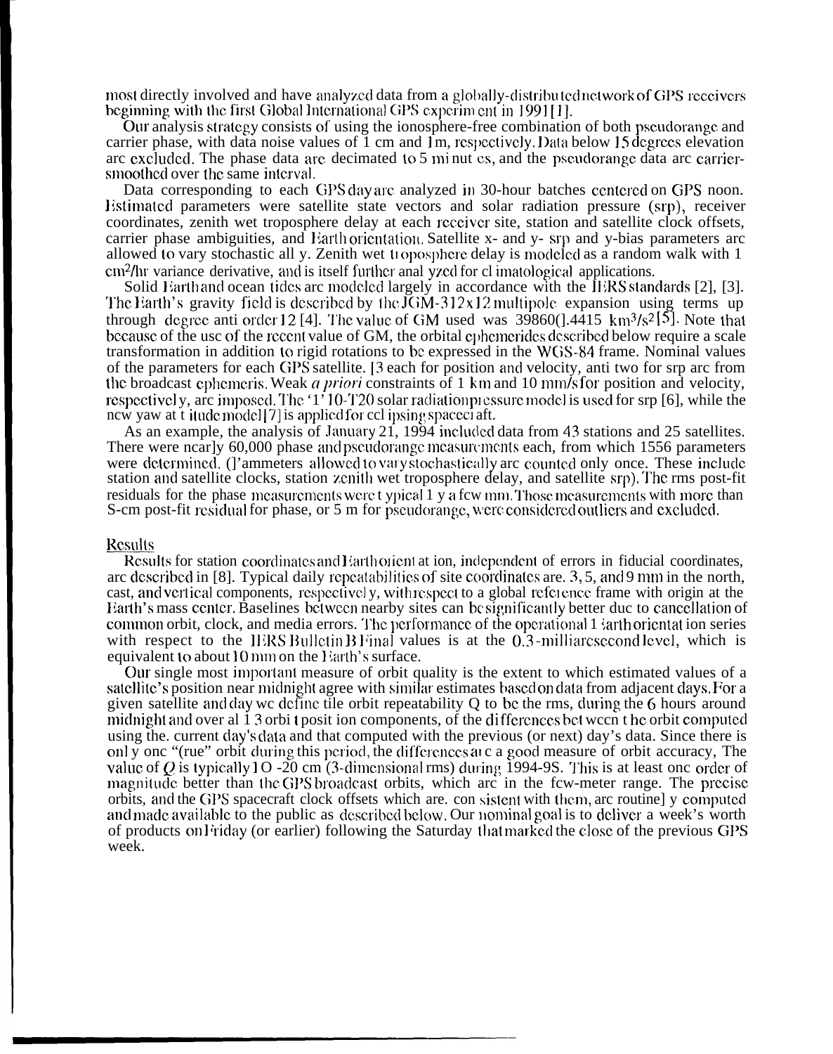most directly involved and have analyzed data from a globally-distributed network of GPS receivers beginning with the first Global International GPS experiment in 1991 [1].

Our analysis strategy consists of using the ionosphere-free combination of both pseudorange and carrier phase, with data noise values of 1 cm and 1 m, respectively. Data below 15 degrees elevation are excluded. The phase data are decimated to 5 minutes, and the pseudorange data are carrier-smoothed over the same interval.

Data corresponding to each GPS day are analyzed in 30-hour batches centered on GPS noon. Estimated parameters were satellite state vectors and solar radiation pressure (srp), receiver coordinates, zenith wet troposphere delay at each receiver site, station and satellite clock offsets, carrier phase ambiguities, and Earth orientation. Satellite x- and y- srp and y-bias parameters are allowed to vary stochastically. Zenith wet troposphere delay is modeled as a random walk with 1 $cm^2/hr$ variance derivative, and is itself further analyzed for climatological applications.

Solid Earth and ocean tides are modeled largely in accordance with the IERS standards [2], [3]. The Earth's gravity field is described by the JGM-3 12x12 multipole expansion using terms up through degree and order 12 [4]. The value of GM used was 398600.4415 $km^3/s^2$ [5]. Note that because of the use of the recent value of GM, the orbital ephemerides described below require a scale transformation in addition to rigid rotations to be expressed in the WGS-84 frame. Nominal values of the parameters for each GPS satellite. [3 each for position and velocity, and two for srp are from the broadcast ephemeris. Weak *a priori* constraints of 1 km and 10 mm/s for position and velocity, respectively, are imposed. The 'T10-T20 solar radiation pressure model is used for srp [6], while the new yaw attitude model [7] is applied for eclipsing spacecraft.

As an example, the analysis of January 21, 1994 included data from 43 stations and 25 satellites. There were nearly 60,000 phase and pseudorange measurements each, from which 1556 parameters were determined. (Parameters allowed to vary stochastically are counted only once. These include station and satellite clocks, station zenith wet troposphere delay, and satellite srp). The rms post-fit residuals for the phase measurements were typically a few mm. Those measurements with more than 5-cm post-fit residual for phase, or 5 m for pseudorange, were considered outliers and excluded.

## Results

Results for station coordinates and Earth orientation, independent of errors in fiducial coordinates, are described in [8]. Typical daily repeatabilities of site coordinates are 3, 5, and 9 mm in the north, east, and vertical components, respectively, with respect to a global reference frame with origin at the Earth's mass center. Baselines between nearby sites can be significantly better due to cancellation of common orbit, clock, and media errors. The performance of the operational Earth orientation series with respect to the IERS Bulletin B Final values is at the 0.3-milliarcsecond level, which is equivalent to about 10 mm on the Earth's surface.

Our single most important measure of orbit quality is the extent to which estimated values of a satellite's position near midnight agree with similar estimates based on data from adjacent days. For a given satellite and day we define the orbit repeatability Q to be the rms, during the 6 hours around midnight and over all 3 orbit position components, of the differences between the orbit computed using the current day's data and that computed with the previous (or next) day's data. Since there is only one "true" orbit during this period, the differences are a good measure of orbit accuracy. The value of $Q$ is typically 10 -20 cm (3-dimensional rms) during 1994-95. This is at least one order of magnitude better than the GPS broadcast orbits, which are in the few-meter range. The precise orbits, and the GPS spacecraft clock offsets which are consistent with them, are routinely computed and made available to the public as described below. Our nominal goal is to deliver a week's worth of products on Friday (or earlier) following the Saturday that marked the close of the previous GPS week.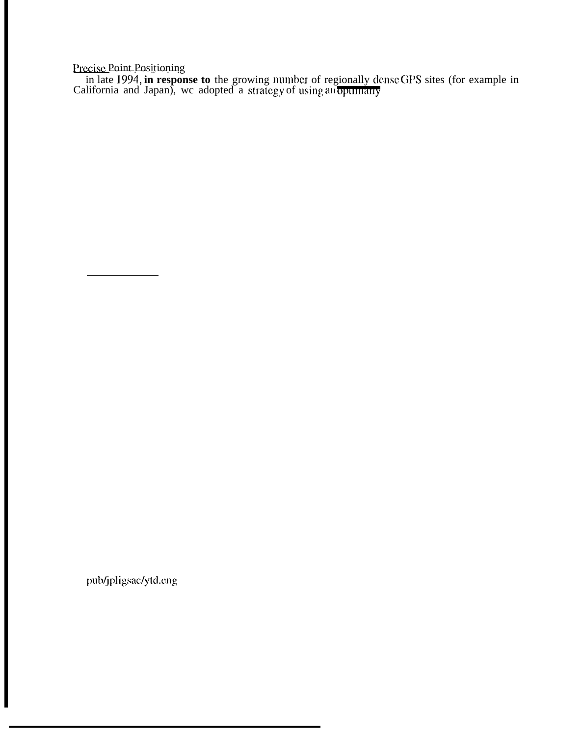Precise Point Positioning

in late 1994, **in response to** the growing number of regionally dense GPS sites (for example in California and Japan), we adopted a strategy of using an optimally

pub/jpligsac/ytd.eng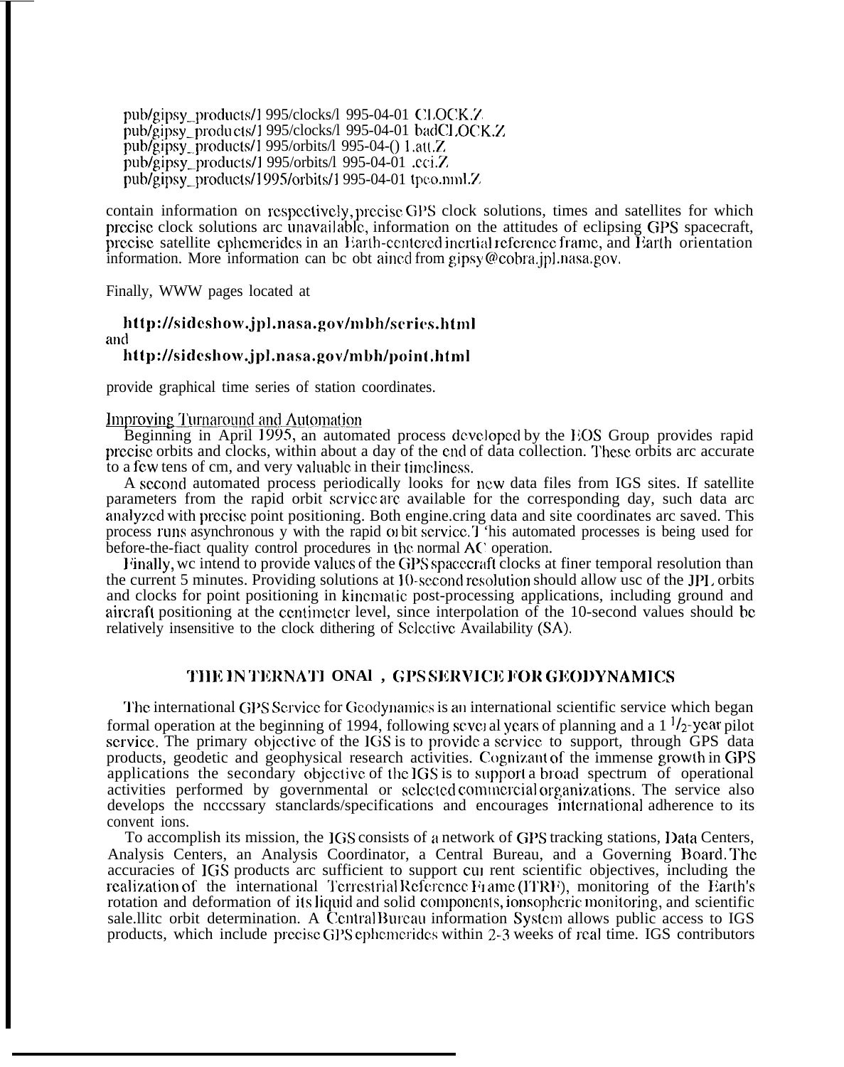pub/gipsy_products/1 995/clocks/1 995-04-01 CLOCK.Z
pub/gipsy_products/1 995/clocks/1 995-04-01 badCLOCK.Z
pub/gipsy_products/1 995/orbits/1 995-04-01.att.Z
pub/gipsy_products/1 995/orbits/1 995-04-01 .eci.Z
pub/gipsy_products/1995/orbits/1 995-04-01 tpeo.nml.Z

contain information on respectively, precise GPS clock solutions, times and satellites for which precise clock solutions are unavailable, information on the attitudes of eclipsing GPS spacecraft, precise satellite ephemerides in an Earth-centered inertial reference frame, and Earth orientation information. More information can be obtained from gipsy@cobra.jpl.nasa.gov.

Finally, WWW pages located at

**http://sideshow.jpl.nasa.gov/mbh/series.html**
and
**http://sideshow.jpl.nasa.gov/mbh/point.html**

provide graphical time series of station coordinates.

Improving Turnaround and Automation

Beginning in April 1995, an automated process developed by the EOS Group provides rapid precise orbits and clocks, within about a day of the end of data collection. These orbits are accurate to a few tens of cm, and very valuable in their timeliness.

A second automated process periodically looks for new data files from IGS sites. If satellite parameters from the rapid orbit service are available for the corresponding day, such data are analyzed with precise point positioning. Both engineering data and site coordinates are saved. This process runs asynchronous y with the rapid orbit service. This automated processes is being used for before-the-fiact quality control procedures in the normal AC operation.

Finally, we intend to provide values of the GPS spacecraft clocks at finer temporal resolution than the current 5 minutes. Providing solutions at 10-second resolution should allow use of the JPL orbits and clocks for point positioning in kinematic post-processing applications, including ground and aircraft positioning at the centimeter level, since interpolation of the 10-second values should be relatively insensitive to the clock dithering of Selective Availability (SA).

## THE INTERNATIONAL GPS SERVICE FOR GEODYNAMICS

The international GPS Service for Geodynamics is an international scientific service which began formal operation at the beginning of 1994, following several years of planning and a 1 $^1/_2$-year pilot service. The primary objective of the IGS is to provide a service to support, through GPS data products, geodetic and geophysical research activities. Cognizant of the immense growth in GPS applications the secondary objective of the IGS is to support a broad spectrum of operational activities performed by governmental or selected commercial organizations. The service also develops the necessary standards/specifications and encourages international adherence to its conventions.

To accomplish its mission, the IGS consists of a network of GPS tracking stations, Data Centers, Analysis Centers, an Analysis Coordinator, a Central Bureau, and a Governing Board. The accuracies of IGS products are sufficient to support current scientific objectives, including the realization of the international Terrestrial Reference Frame (ITRF), monitoring of the Earth's rotation and deformation of its liquid and solid components, ionospheric monitoring, and scientific satellite orbit determination. A Central Bureau information System allows public access to IGS products, which include precise GPS ephemerides within 2-3 weeks of real time. IGS contributors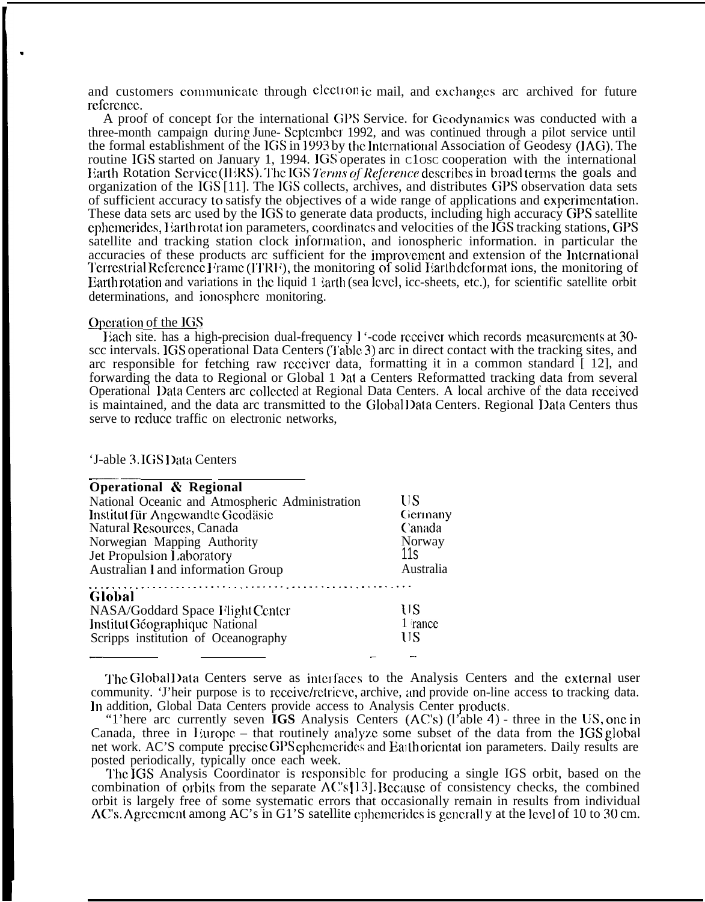and customers communicate through electronic mail, and exchanges are archived for future reference.

A proof of concept for the international GPS Service for Geodynamics was conducted with a three-month campaign during June-September 1992, and was continued through a pilot service until the formal establishment of the IGS in 1993 by the International Association of Geodesy (IAG). The routine IGS started on January 1, 1994. IGS operates in close cooperation with the international Earth Rotation Service (IERS). The IGS *Terms of Reference* describes in broad terms the goals and organization of the IGS [11]. The IGS collects, archives, and distributes GPS observation data sets of sufficient accuracy to satisfy the objectives of a wide range of applications and experimentation. These data sets are used by the IGS to generate data products, including high accuracy GPS satellite ephemerides, Earth rotation parameters, coordinates and velocities of the IGS tracking stations, GPS satellite and tracking station clock information, and ionospheric information. in particular the accuracies of these products are sufficient for the improvement and extension of the International Terrestrial Reference Frame (ITRF), the monitoring of solid Earth deformations, the monitoring of Earth rotation and variations in the liquid Earth (sea level, ice-sheets, etc.), for scientific satellite orbit determinations, and ionosphere monitoring.

## Operation of the IGS

Each site has a high-precision dual-frequency P-code receiver which records measurements at 30-sec intervals. IGS operational Data Centers (Table 3) are in direct contact with the tracking sites, and are responsible for fetching raw receiver data, formatting it in a common standard [12], and forwarding the data to Regional or Global Data Centers Reformatted tracking data from several Operational Data Centers are collected at Regional Data Centers. A local archive of the data received is maintained, and the data are transmitted to the Global Data Centers. Regional Data Centers thus serve to reduce traffic on electronic networks,

Table 3. IGS Data Centers

| Operational & Regional | |
|---|---|
| National Oceanic and Atmospheric Administration | US |
| Institut für Angewandte Geodäsie | Germany |
| Natural Resources, Canada | Canada |
| Norwegian Mapping Authority | Norway |
| Jet Propulsion Laboratory | US |
| Australian Land and information Group | Australia |
| **Global** | |
| NASA/Goddard Space Flight Center | US |
| Institut Géographique National | France |
| Scripps institution of Oceanography | US |

The Global Data Centers serve as interfaces to the Analysis Centers and the external user community. Their purpose is to receive/retrieve, archive, and provide on-line access to tracking data. In addition, Global Data Centers provide access to Analysis Center products.

"There are currently seven **IGS** Analysis Centers (AC's) (Table 4) - three in the US, one in Canada, three in Europe – that routinely analyze some subset of the data from the IGS global network. AC'S compute precise GPS ephemerides and Earth orientation parameters. Daily results are posted periodically, typically once each week.

The IGS Analysis Coordinator is responsible for producing a single IGS orbit, based on the combination of orbits from the separate AC's [13]. Because of consistency checks, the combined orbit is largely free of some systematic errors that occasionally remain in results from individual AC's. Agreement among AC's in GPS satellite ephemerides is generally at the level of 10 to 30 cm.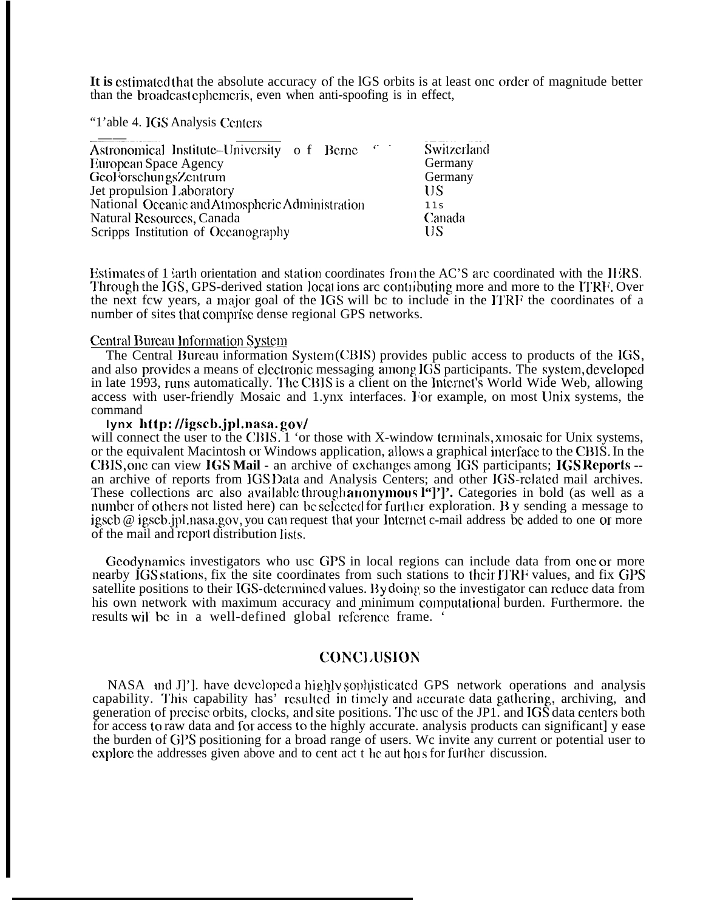It is estimated that the absolute accuracy of the IGS orbits is at least one order of magnitude better than the broadcast ephemeris, even when anti-spoofing is in effect,

Table 4. IGS Analysis Centers

| | |
|---|---|
| Astronomical Institute–University of Berne | Switzerland |
| European Space Agency | Germany |
| GeoForschungsZentrum | Germany |
| Jet propulsion Laboratory | US |
| National Oceanic and Atmospheric Administration | US |
| Natural Resources, Canada | Canada |
| Scripps Institution of Oceanography | US |

Estimates of Earth orientation and station coordinates from the AC'S are coordinated with the IERS. Through the IGS, GPS-derived station locations are contributing more and more to the ITRF. Over the next few years, a major goal of the IGS will be to include in the ITRF the coordinates of a number of sites that comprise dense regional GPS networks.

## Central Bureau Information System

The Central Bureau information System (CBIS) provides public access to products of the IGS, and also provides a means of electronic messaging among IGS participants. The system, developed in late 1993, runs automatically. The CBIS is a client on the Internet's World Wide Web, allowing access with user-friendly Mosaic and Lynx interfaces. For example, on most Unix systems, the command

```
lynx http://igscb.jpl.nasa.gov/
```

will connect the user to the CBIS. For those with X-window terminals, xmosaic for Unix systems, or the equivalent Macintosh or Windows application, allows a graphical interface to the CBIS. In the CBIS, one can view **IGS Mail** - an archive of exchanges among IGS participants; **IGS Reports** -- an archive of reports from IGS Data and Analysis Centers; and other IGS-related mail archives. These collections are also available through **anonymous FTP**. Categories in bold (as well as a number of others not listed here) can be selected for further exploration. By sending a message to igscb@igscb.jpl.nasa.gov, you can request that your Internet e-mail address be added to one or more of the mail and report distribution lists.

Geodynamics investigators who use GPS in local regions can include data from one or more nearby IGS stations, fix the site coordinates from such stations to their ITRF values, and fix GPS satellite positions to their IGS-determined values. By doing so the investigator can reduce data from his own network with maximum accuracy and minimum computational burden. Furthermore, the results will be in a well-defined global reference frame.

## CONCLUSION

NASA and JPL have developed a highly sophisticated GPS network operations and analysis capability. This capability has resulted in timely and accurate data gathering, archiving, and generation of precise orbits, clocks, and site positions. The use of the JPL and IGS data centers both for access to raw data and for access to the highly accurate analysis products can significantly ease the burden of GPS positioning for a broad range of users. We invite any current or potential user to explore the addresses given above and to contact the authors for further discussion.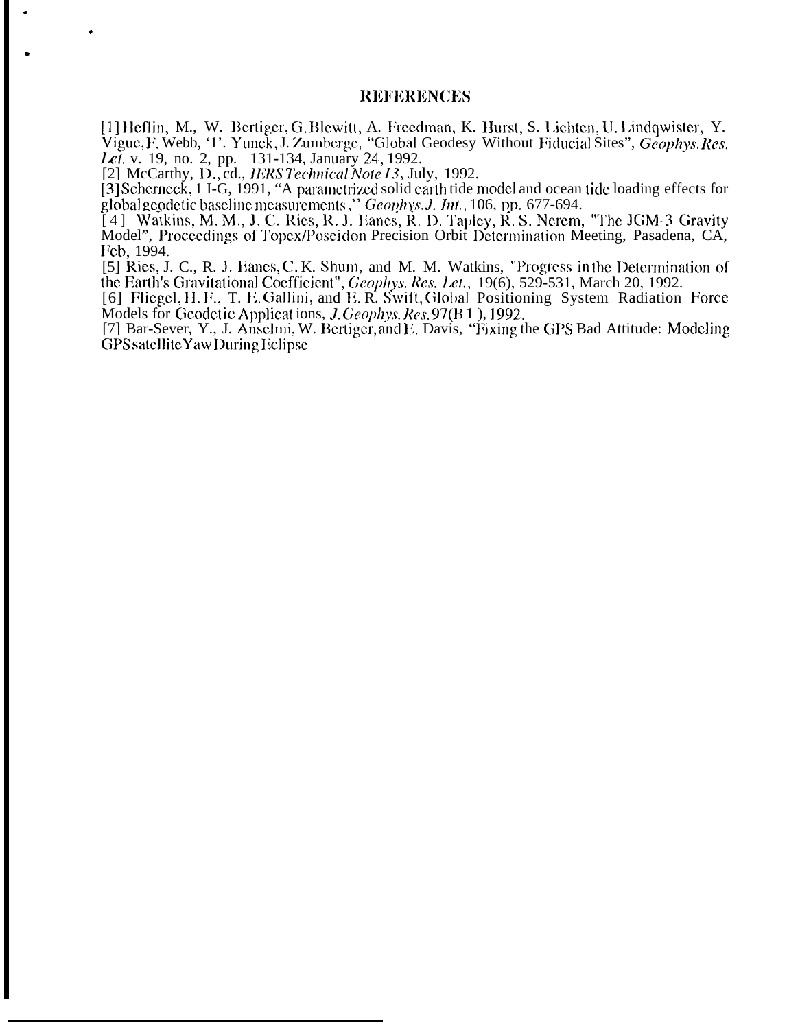## REFERENCES

[1] Heflin, M., W. Bertiger, G. Blewitt, A. Freedman, K. Hurst, S. Lichten, U. Lindqwister, Y. Vigue, F. Webb, 'T'. Yunck, J. Zumberge, "Global Geodesy Without Fiducial Sites", *Geophys. Res. Let.* v. 19, no. 2, pp. 131-134, January 24, 1992.

[2] McCarthy, D., ed., *IERS Technical Note 13*, July, 1992.

[3] Scherneck, H-G, 1991, "A parametrized solid earth tide model and ocean tide loading effects for global geodetic baseline measurements," *Geophys. J. Int.*, 106, pp. 677-694.

[4] Watkins, M. M., J. C. Ries, R. J. Eanes, R. D. Tapley, R. S. Nerem, "The JGM-3 Gravity Model", Proceedings of Topex/Poseidon Precision Orbit Determination Meeting, Pasadena, CA, Feb, 1994.

[5] Ries, J. C., R. J. Eanes, C. K. Shum, and M. M. Watkins, "Progress in the Determination of the Earth's Gravitational Coefficient", *Geophys. Res. Let.*, 19(6), 529-531, March 20, 1992.

[6] Fliegel, H. F., T. E. Gallini, and E. R. Swift, Global Positioning System Radiation Force Models for Geodetic Applications, *J. Geophys. Res.* 97(B1), 1992.

[7] Bar-Sever, Y., J. Anselmi, W. Bertiger, and E. Davis, "Fixing the GPS Bad Attitude: Modeling GPS satellite Yaw During Eclipse